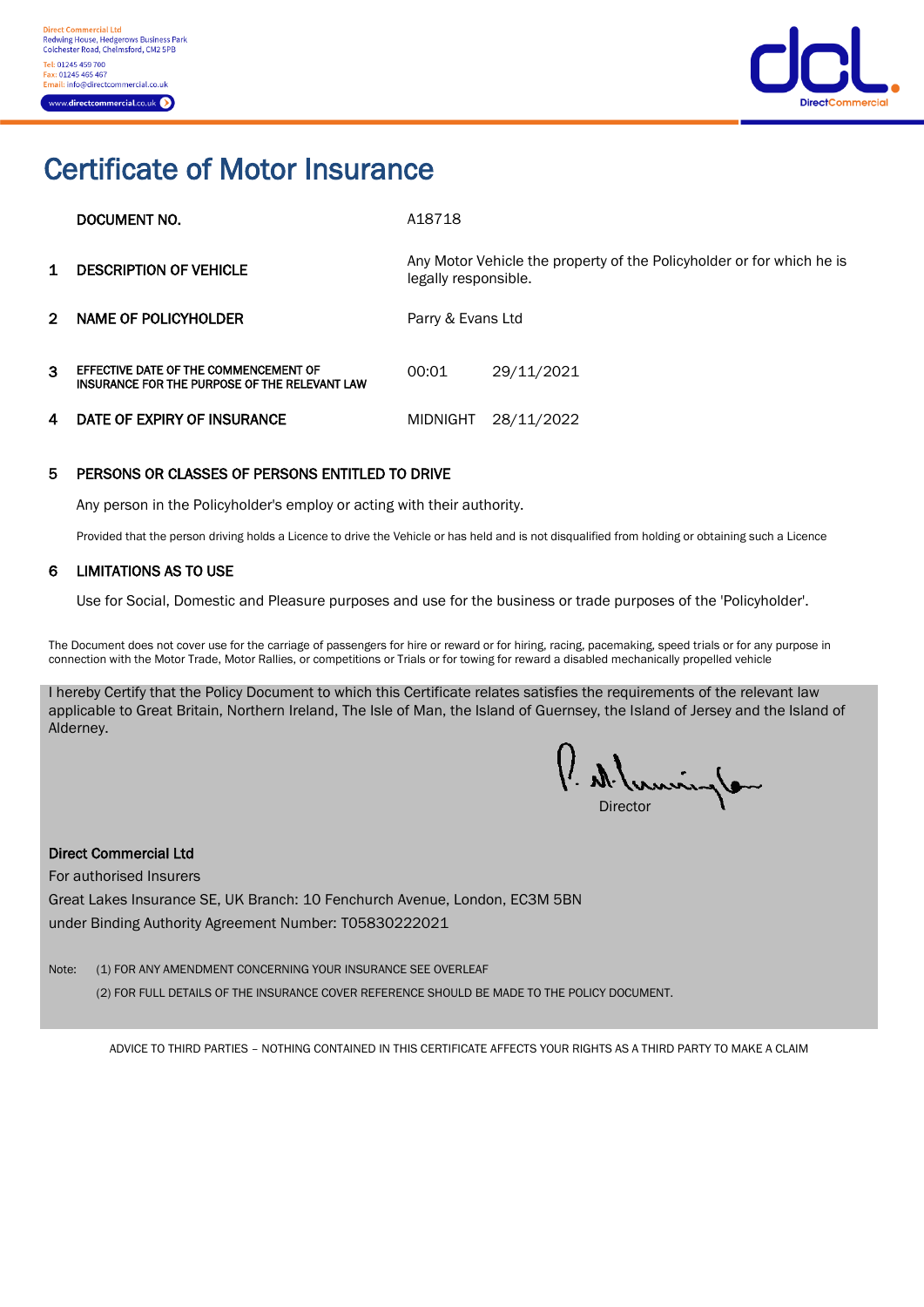Direct Commercial Ltd
Redwing House, Hedgerows Business Park
Colchester Road, Chelmsford, CM2 5PB
Tel: 01245 459 700
Fax: 01245 465 467
Email: info@directcommercial.co.uk
www.directcommercial.co.uk

dcl. DirectCommercial

# Certificate of Motor Insurance

| | | | |
|---|---|---|---|
| | DOCUMENT NO. | A18718 | |
| 1 | DESCRIPTION OF VEHICLE | Any Motor Vehicle the property of the Policyholder or for which he is legally responsible. | |
| 2 | NAME OF POLICYHOLDER | Parry & Evans Ltd | |
| 3 | EFFECTIVE DATE OF THE COMMENCEMENT OF INSURANCE FOR THE PURPOSE OF THE RELEVANT LAW | 00:01 | 29/11/2021 |
| 4 | DATE OF EXPIRY OF INSURANCE | MIDNIGHT | 28/11/2022 |

**5 PERSONS OR CLASSES OF PERSONS ENTITLED TO DRIVE**

Any person in the Policyholder's employ or acting with their authority.

Provided that the person driving holds a Licence to drive the Vehicle or has held and is not disqualified from holding or obtaining such a Licence

**6 LIMITATIONS AS TO USE**

Use for Social, Domestic and Pleasure purposes and use for the business or trade purposes of the 'Policyholder'.

The Document does not cover use for the carriage of passengers for hire or reward or for hiring, racing, pacemaking, speed trials or for any purpose in connection with the Motor Trade, Motor Rallies, or competitions or Trials or for towing for reward a disabled mechanically propelled vehicle

I hereby Certify that the Policy Document to which this Certificate relates satisfies the requirements of the relevant law applicable to Great Britain, Northern Ireland, The Isle of Man, the Island of Guernsey, the Island of Jersey and the Island of Alderney.

Director

**Direct Commercial Ltd**
For authorised Insurers
Great Lakes Insurance SE, UK Branch: 10 Fenchurch Avenue, London, EC3M 5BN
under Binding Authority Agreement Number: T05830222021

Note: (1) FOR ANY AMENDMENT CONCERNING YOUR INSURANCE SEE OVERLEAF
(2) FOR FULL DETAILS OF THE INSURANCE COVER REFERENCE SHOULD BE MADE TO THE POLICY DOCUMENT.

ADVICE TO THIRD PARTIES – NOTHING CONTAINED IN THIS CERTIFICATE AFFECTS YOUR RIGHTS AS A THIRD PARTY TO MAKE A CLAIM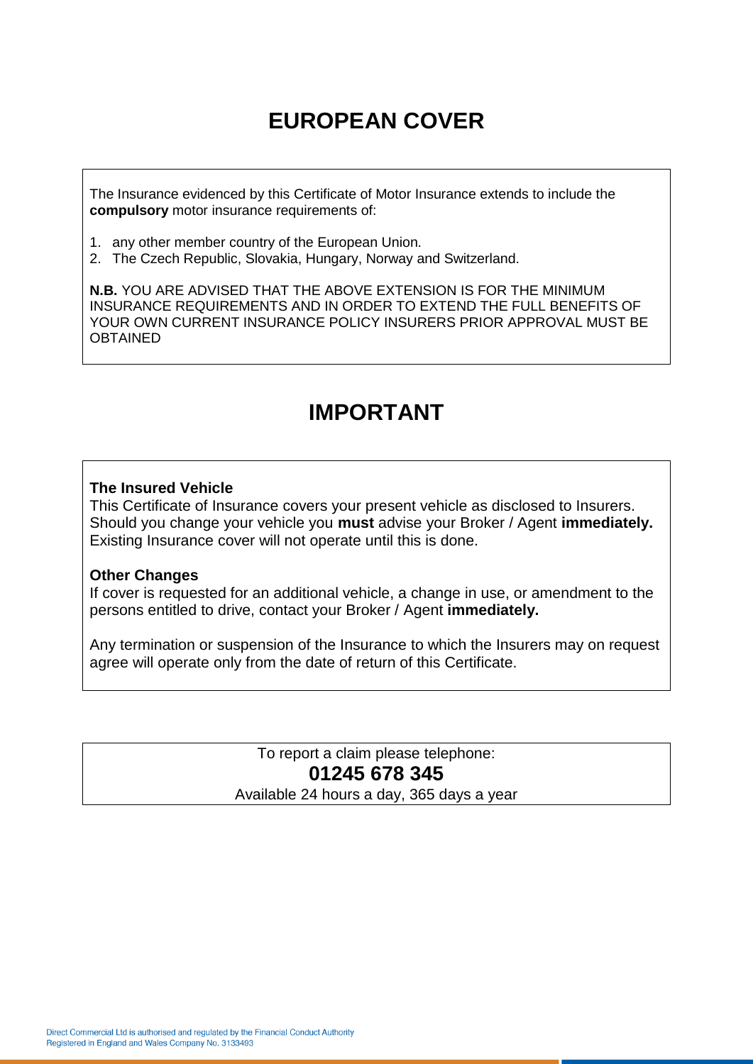# EUROPEAN COVER

The Insurance evidenced by this Certificate of Motor Insurance extends to include the **compulsory** motor insurance requirements of:

1. any other member country of the European Union.
2. The Czech Republic, Slovakia, Hungary, Norway and Switzerland.

**N.B.** YOU ARE ADVISED THAT THE ABOVE EXTENSION IS FOR THE MINIMUM INSURANCE REQUIREMENTS AND IN ORDER TO EXTEND THE FULL BENEFITS OF YOUR OWN CURRENT INSURANCE POLICY INSURERS PRIOR APPROVAL MUST BE OBTAINED

# IMPORTANT

**The Insured Vehicle**
This Certificate of Insurance covers your present vehicle as disclosed to Insurers. Should you change your vehicle you **must** advise your Broker / Agent **immediately.** Existing Insurance cover will not operate until this is done.

**Other Changes**
If cover is requested for an additional vehicle, a change in use, or amendment to the persons entitled to drive, contact your Broker / Agent **immediately.**

Any termination or suspension of the Insurance to which the Insurers may on request agree will operate only from the date of return of this Certificate.

To report a claim please telephone:
**01245 678 345**
Available 24 hours a day, 365 days a year

Direct Commercial Ltd is authorised and regulated by the Financial Conduct Authority
Registered in England and Wales Company No. 3133493